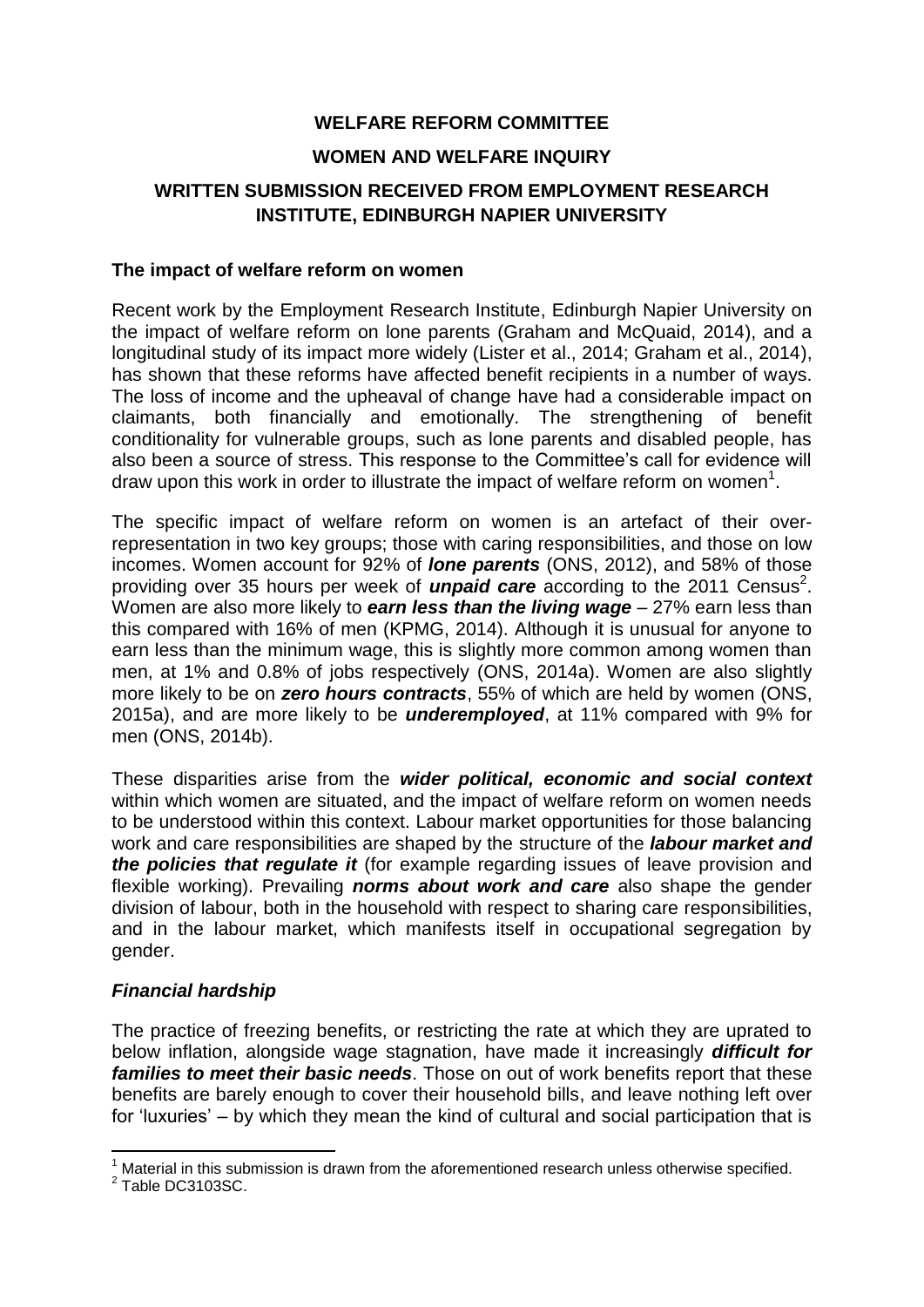**WELFARE REFORM COMMITTEE**

**WOMEN AND WELFARE INQUIRY**

**WRITTEN SUBMISSION RECEIVED FROM EMPLOYMENT RESEARCH INSTITUTE, EDINBURGH NAPIER UNIVERSITY**

**The impact of welfare reform on women**

Recent work by the Employment Research Institute, Edinburgh Napier University on the impact of welfare reform on lone parents (Graham and McQuaid, 2014), and a longitudinal study of its impact more widely (Lister et al., 2014; Graham et al., 2014), has shown that these reforms have affected benefit recipients in a number of ways. The loss of income and the upheaval of change have had a considerable impact on claimants, both financially and emotionally. The strengthening of benefit conditionality for vulnerable groups, such as lone parents and disabled people, has also been a source of stress. This response to the Committee's call for evidence will draw upon this work in order to illustrate the impact of welfare reform on women[1].

The specific impact of welfare reform on women is an artefact of their over-representation in two key groups; those with caring responsibilities, and those on low incomes. Women account for 92% of ***lone parents*** (ONS, 2012), and 58% of those providing over 35 hours per week of ***unpaid care*** according to the 2011 Census[2]. Women are also more likely to ***earn less than the living wage*** – 27% earn less than this compared with 16% of men (KPMG, 2014). Although it is unusual for anyone to earn less than the minimum wage, this is slightly more common among women than men, at 1% and 0.8% of jobs respectively (ONS, 2014a). Women are also slightly more likely to be on ***zero hours contracts***, 55% of which are held by women (ONS, 2015a), and are more likely to be ***underemployed***, at 11% compared with 9% for men (ONS, 2014b).

These disparities arise from the ***wider political, economic and social context*** within which women are situated, and the impact of welfare reform on women needs to be understood within this context. Labour market opportunities for those balancing work and care responsibilities are shaped by the structure of the ***labour market and the policies that regulate it*** (for example regarding issues of leave provision and flexible working). Prevailing ***norms about work and care*** also shape the gender division of labour, both in the household with respect to sharing care responsibilities, and in the labour market, which manifests itself in occupational segregation by gender.

### *Financial hardship*

The practice of freezing benefits, or restricting the rate at which they are uprated to below inflation, alongside wage stagnation, have made it increasingly ***difficult for families to meet their basic needs***. Those on out of work benefits report that these benefits are barely enough to cover their household bills, and leave nothing left over for 'luxuries' – by which they mean the kind of cultural and social participation that is

---

[1] Material in this submission is drawn from the aforementioned research unless otherwise specified.

[2] Table DC3103SC.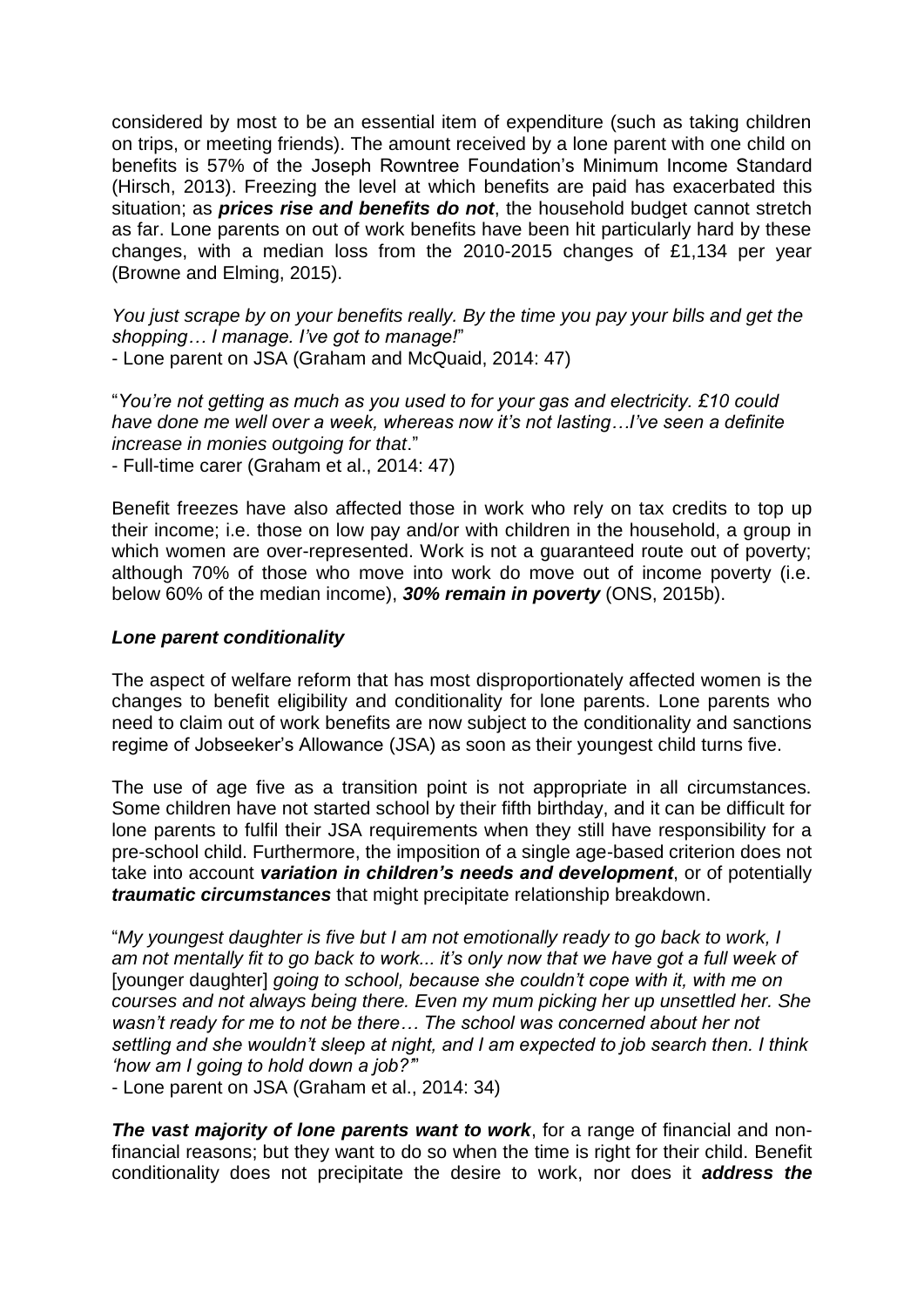considered by most to be an essential item of expenditure (such as taking children on trips, or meeting friends). The amount received by a lone parent with one child on benefits is 57% of the Joseph Rowntree Foundation's Minimum Income Standard (Hirsch, 2013). Freezing the level at which benefits are paid has exacerbated this situation; as ***prices rise and benefits do not***, the household budget cannot stretch as far. Lone parents on out of work benefits have been hit particularly hard by these changes, with a median loss from the 2010-2015 changes of £1,134 per year (Browne and Elming, 2015).

*You just scrape by on your benefits really. By the time you pay your bills and get the shopping… I manage. I've got to manage!*"
- Lone parent on JSA (Graham and McQuaid, 2014: 47)

"*You're not getting as much as you used to for your gas and electricity. £10 could have done me well over a week, whereas now it's not lasting…I've seen a definite increase in monies outgoing for that*."
- Full-time carer (Graham et al., 2014: 47)

Benefit freezes have also affected those in work who rely on tax credits to top up their income; i.e. those on low pay and/or with children in the household, a group in which women are over-represented. Work is not a guaranteed route out of poverty; although 70% of those who move into work do move out of income poverty (i.e. below 60% of the median income), ***30% remain in poverty*** (ONS, 2015b).

### *Lone parent conditionality*

The aspect of welfare reform that has most disproportionately affected women is the changes to benefit eligibility and conditionality for lone parents. Lone parents who need to claim out of work benefits are now subject to the conditionality and sanctions regime of Jobseeker's Allowance (JSA) as soon as their youngest child turns five.

The use of age five as a transition point is not appropriate in all circumstances. Some children have not started school by their fifth birthday, and it can be difficult for lone parents to fulfil their JSA requirements when they still have responsibility for a pre-school child. Furthermore, the imposition of a single age-based criterion does not take into account ***variation in children's needs and development***, or of potentially ***traumatic circumstances*** that might precipitate relationship breakdown.

"*My youngest daughter is five but I am not emotionally ready to go back to work, I am not mentally fit to go back to work... it's only now that we have got a full week of* [younger daughter] *going to school, because she couldn't cope with it, with me on courses and not always being there. Even my mum picking her up unsettled her. She wasn't ready for me to not be there… The school was concerned about her not settling and she wouldn't sleep at night, and I am expected to job search then. I think 'how am I going to hold down a job?'*"
- Lone parent on JSA (Graham et al., 2014: 34)

***The vast majority of lone parents want to work***, for a range of financial and non-financial reasons; but they want to do so when the time is right for their child. Benefit conditionality does not precipitate the desire to work, nor does it ***address the***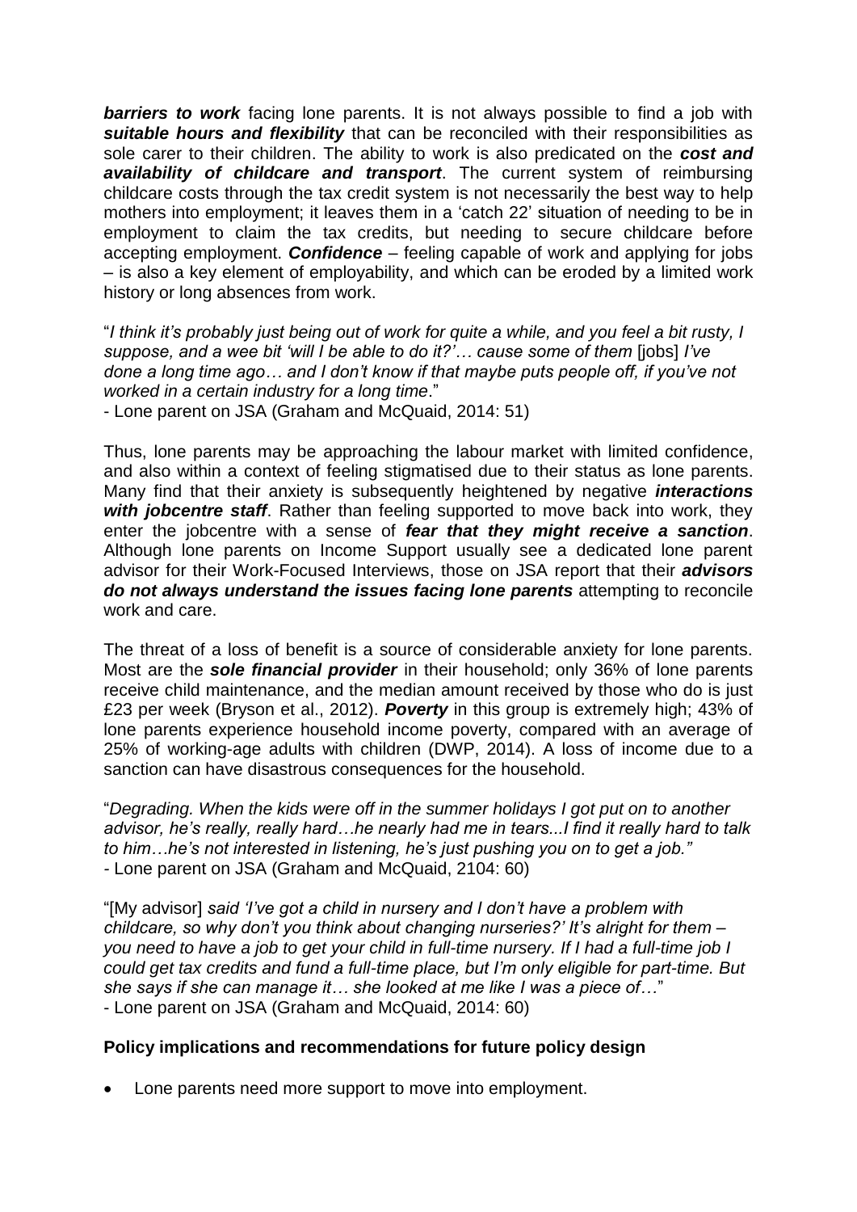***barriers to work*** facing lone parents. It is not always possible to find a job with ***suitable hours and flexibility*** that can be reconciled with their responsibilities as sole carer to their children. The ability to work is also predicated on the ***cost and availability of childcare and transport***. The current system of reimbursing childcare costs through the tax credit system is not necessarily the best way to help mothers into employment; it leaves them in a 'catch 22' situation of needing to be in employment to claim the tax credits, but needing to secure childcare before accepting employment. ***Confidence*** – feeling capable of work and applying for jobs – is also a key element of employability, and which can be eroded by a limited work history or long absences from work.

"*I think it's probably just being out of work for quite a while, and you feel a bit rusty, I suppose, and a wee bit 'will I be able to do it?'… cause some of them* [jobs] *I've done a long time ago… and I don't know if that maybe puts people off, if you've not worked in a certain industry for a long time*."
- Lone parent on JSA (Graham and McQuaid, 2014: 51)

Thus, lone parents may be approaching the labour market with limited confidence, and also within a context of feeling stigmatised due to their status as lone parents. Many find that their anxiety is subsequently heightened by negative ***interactions with jobcentre staff***. Rather than feeling supported to move back into work, they enter the jobcentre with a sense of ***fear that they might receive a sanction***. Although lone parents on Income Support usually see a dedicated lone parent advisor for their Work-Focused Interviews, those on JSA report that their ***advisors do not always understand the issues facing lone parents*** attempting to reconcile work and care.

The threat of a loss of benefit is a source of considerable anxiety for lone parents. Most are the ***sole financial provider*** in their household; only 36% of lone parents receive child maintenance, and the median amount received by those who do is just £23 per week (Bryson et al., 2012). ***Poverty*** in this group is extremely high; 43% of lone parents experience household income poverty, compared with an average of 25% of working-age adults with children (DWP, 2014). A loss of income due to a sanction can have disastrous consequences for the household.

"*Degrading. When the kids were off in the summer holidays I got put on to another advisor, he's really, really hard…he nearly had me in tears...I find it really hard to talk to him…he's not interested in listening, he's just pushing you on to get a job."*
- Lone parent on JSA (Graham and McQuaid, 2104: 60)

"[My advisor] *said 'I've got a child in nursery and I don't have a problem with childcare, so why don't you think about changing nurseries?' It's alright for them – you need to have a job to get your child in full-time nursery. If I had a full-time job I could get tax credits and fund a full-time place, but I'm only eligible for part-time. But she says if she can manage it… she looked at me like I was a piece of…*"
- Lone parent on JSA (Graham and McQuaid, 2014: 60)

**Policy implications and recommendations for future policy design**

- Lone parents need more support to move into employment.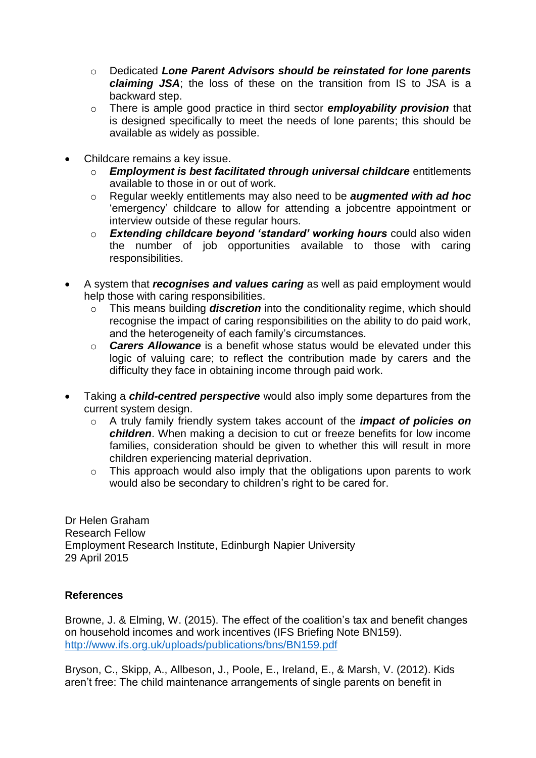- Dedicated ***Lone Parent Advisors should be reinstated for lone parents claiming JSA***; the loss of these on the transition from IS to JSA is a backward step.
    - There is ample good practice in third sector ***employability provision*** that is designed specifically to meet the needs of lone parents; this should be available as widely as possible.

- Childcare remains a key issue.
    - ***Employment is best facilitated through universal childcare*** entitlements available to those in or out of work.
    - Regular weekly entitlements may also need to be ***augmented with ad hoc*** 'emergency' childcare to allow for attending a jobcentre appointment or interview outside of these regular hours.
    - ***Extending childcare beyond 'standard' working hours*** could also widen the number of job opportunities available to those with caring responsibilities.

- A system that ***recognises and values caring*** as well as paid employment would help those with caring responsibilities.
    - This means building ***discretion*** into the conditionality regime, which should recognise the impact of caring responsibilities on the ability to do paid work, and the heterogeneity of each family's circumstances.
    - ***Carers Allowance*** is a benefit whose status would be elevated under this logic of valuing care; to reflect the contribution made by carers and the difficulty they face in obtaining income through paid work.

- Taking a ***child-centred perspective*** would also imply some departures from the current system design.
    - A truly family friendly system takes account of the ***impact of policies on children***. When making a decision to cut or freeze benefits for low income families, consideration should be given to whether this will result in more children experiencing material deprivation.
    - This approach would also imply that the obligations upon parents to work would also be secondary to children's right to be cared for.

Dr Helen Graham
Research Fellow
Employment Research Institute, Edinburgh Napier University
29 April 2015

**References**

Browne, J. & Elming, W. (2015). The effect of the coalition's tax and benefit changes on household incomes and work incentives (IFS Briefing Note BN159). http://www.ifs.org.uk/uploads/publications/bns/BN159.pdf

Bryson, C., Skipp, A., Allbeson, J., Poole, E., Ireland, E., & Marsh, V. (2012). Kids aren't free: The child maintenance arrangements of single parents on benefit in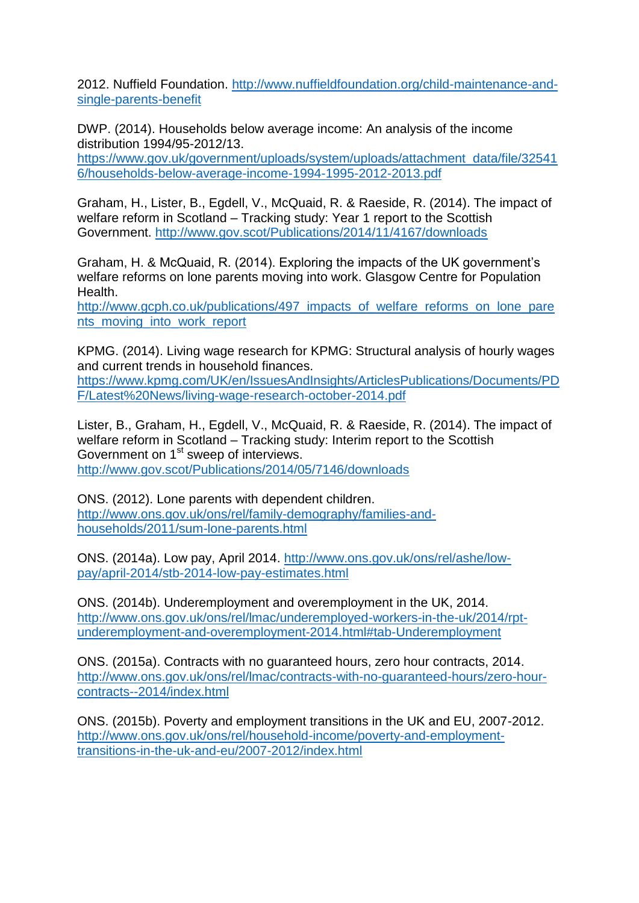2012. Nuffield Foundation. http://www.nuffieldfoundation.org/child-maintenance-and-single-parents-benefit

DWP. (2014). Households below average income: An analysis of the income distribution 1994/95-2012/13. https://www.gov.uk/government/uploads/system/uploads/attachment_data/file/325416/households-below-average-income-1994-1995-2012-2013.pdf

Graham, H., Lister, B., Egdell, V., McQuaid, R. & Raeside, R. (2014). The impact of welfare reform in Scotland – Tracking study: Year 1 report to the Scottish Government. http://www.gov.scot/Publications/2014/11/4167/downloads

Graham, H. & McQuaid, R. (2014). Exploring the impacts of the UK government's welfare reforms on lone parents moving into work. Glasgow Centre for Population Health. http://www.gcph.co.uk/publications/497_impacts_of_welfare_reforms_on_lone_parents_moving_into_work_report

KPMG. (2014). Living wage research for KPMG: Structural analysis of hourly wages and current trends in household finances. https://www.kpmg.com/UK/en/IssuesAndInsights/ArticlesPublications/Documents/PDF/Latest%20News/living-wage-research-october-2014.pdf

Lister, B., Graham, H., Egdell, V., McQuaid, R. & Raeside, R. (2014). The impact of welfare reform in Scotland – Tracking study: Interim report to the Scottish Government on 1st sweep of interviews. http://www.gov.scot/Publications/2014/05/7146/downloads

ONS. (2012). Lone parents with dependent children. http://www.ons.gov.uk/ons/rel/family-demography/families-and-households/2011/sum-lone-parents.html

ONS. (2014a). Low pay, April 2014. http://www.ons.gov.uk/ons/rel/ashe/low-pay/april-2014/stb-2014-low-pay-estimates.html

ONS. (2014b). Underemployment and overemployment in the UK, 2014. http://www.ons.gov.uk/ons/rel/lmac/underemployed-workers-in-the-uk/2014/rpt-underemployment-and-overemployment-2014.html#tab-Underemployment

ONS. (2015a). Contracts with no guaranteed hours, zero hour contracts, 2014. http://www.ons.gov.uk/ons/rel/lmac/contracts-with-no-guaranteed-hours/zero-hour-contracts--2014/index.html

ONS. (2015b). Poverty and employment transitions in the UK and EU, 2007-2012. http://www.ons.gov.uk/ons/rel/household-income/poverty-and-employment-transitions-in-the-uk-and-eu/2007-2012/index.html